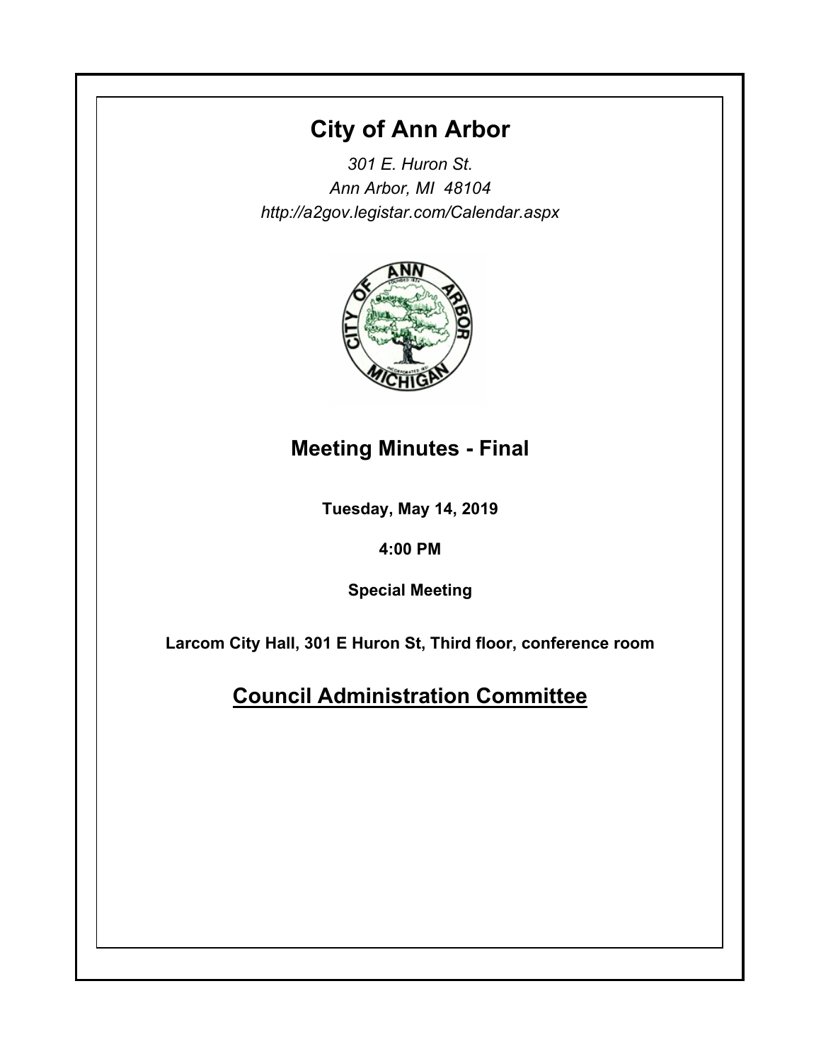# City of Ann Arbor

*301 E. Huron St.*
*Ann Arbor, MI 48104*
*http://a2gov.legistar.com/Calendar.aspx*

## Meeting Minutes - Final

**Tuesday, May 14, 2019**

**4:00 PM**

**Special Meeting**

**Larcom City Hall, 301 E Huron St, Third floor, conference room**

## Council Administration Committee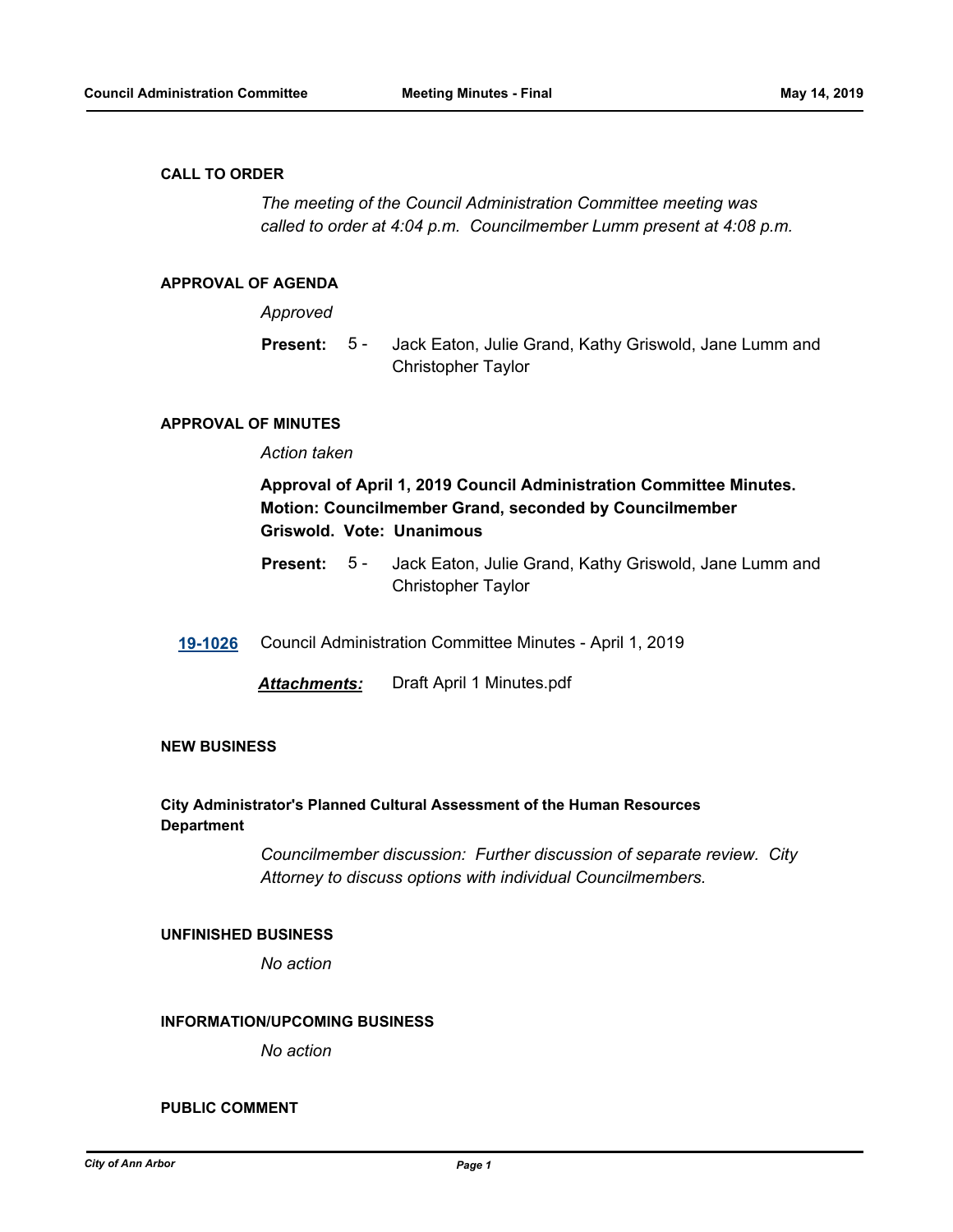## CALL TO ORDER

*The meeting of the Council Administration Committee meeting was called to order at 4:04 p.m. Councilmember Lumm present at 4:08 p.m.*

## APPROVAL OF AGENDA

*Approved*

**Present:** 5 - Jack Eaton, Julie Grand, Kathy Griswold, Jane Lumm and Christopher Taylor

## APPROVAL OF MINUTES

*Action taken*

**Approval of April 1, 2019 Council Administration Committee Minutes. Motion: Councilmember Grand, seconded by Councilmember Griswold. Vote: Unanimous**

**Present:** 5 - Jack Eaton, Julie Grand, Kathy Griswold, Jane Lumm and Christopher Taylor

**19-1026** Council Administration Committee Minutes - April 1, 2019

***Attachments:*** Draft April 1 Minutes.pdf

## NEW BUSINESS

### City Administrator's Planned Cultural Assessment of the Human Resources Department

*Councilmember discussion: Further discussion of separate review. City Attorney to discuss options with individual Councilmembers.*

## UNFINISHED BUSINESS

*No action*

## INFORMATION/UPCOMING BUSINESS

*No action*

## PUBLIC COMMENT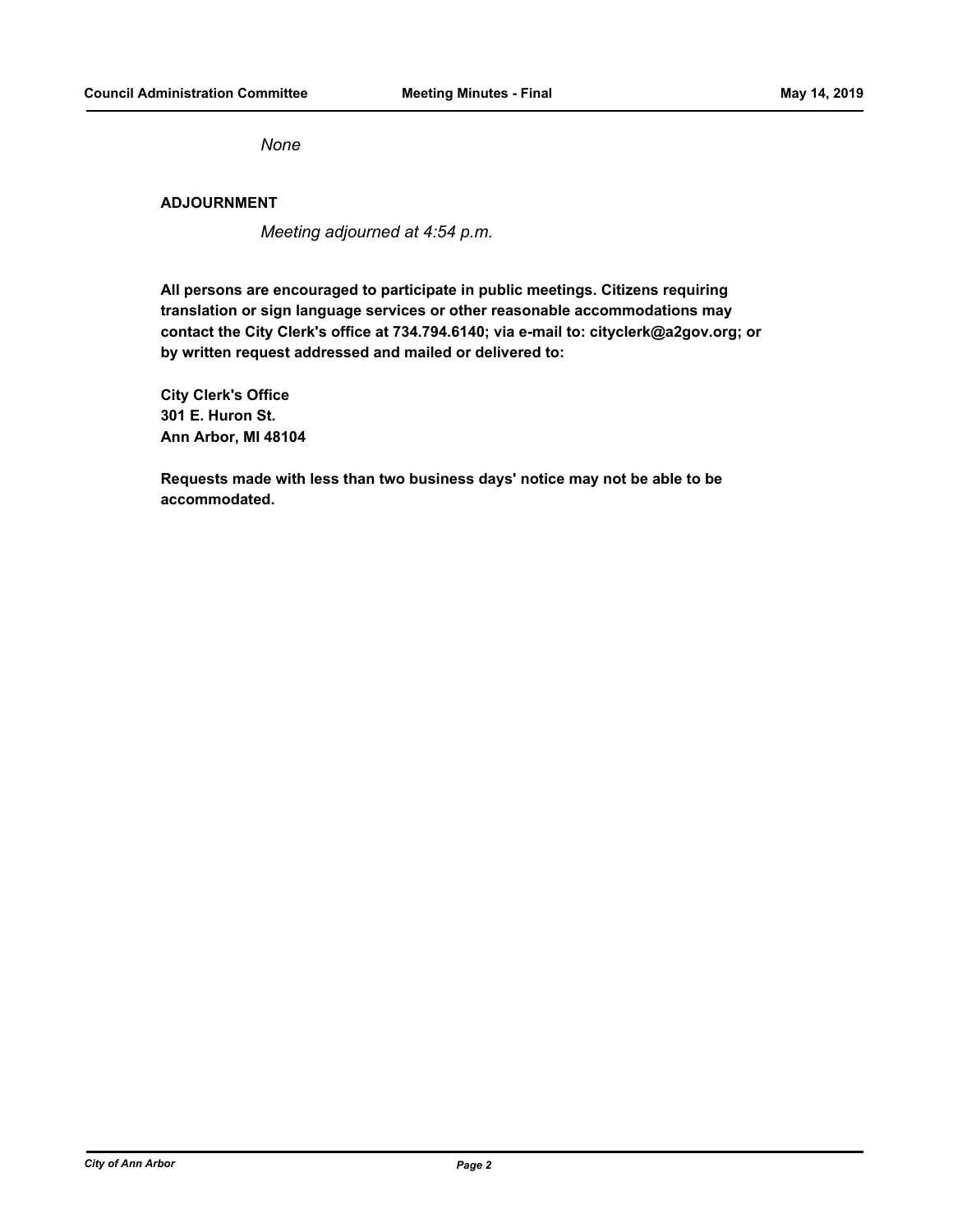*None*

**ADJOURNMENT**

*Meeting adjourned at 4:54 p.m.*

**All persons are encouraged to participate in public meetings. Citizens requiring translation or sign language services or other reasonable accommodations may contact the City Clerk's office at 734.794.6140; via e-mail to: cityclerk@a2gov.org; or by written request addressed and mailed or delivered to:**

**City Clerk's Office**
**301 E. Huron St.**
**Ann Arbor, MI 48104**

**Requests made with less than two business days' notice may not be able to be accommodated.**